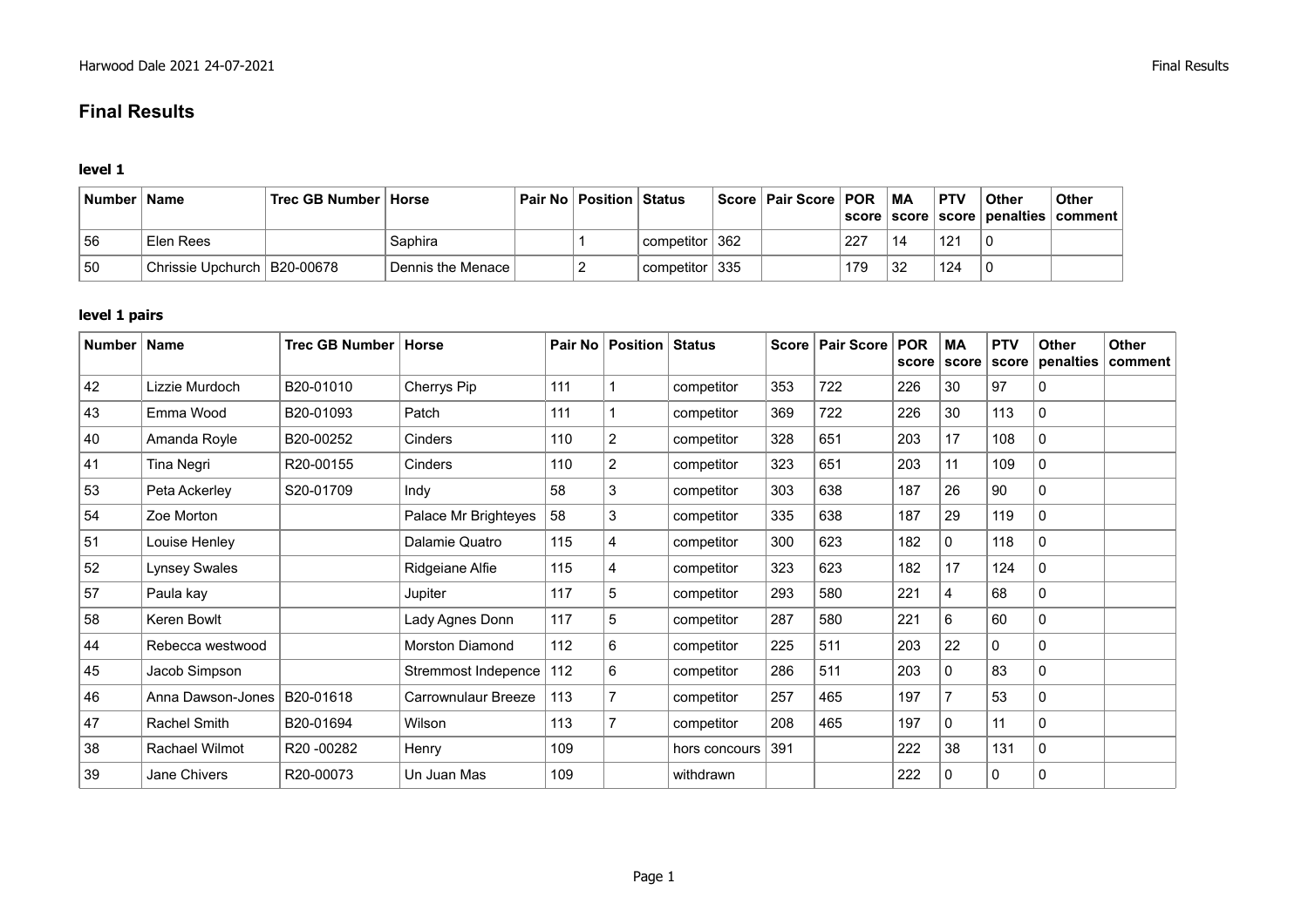# Final Results

### level 1

| Number | Name | Trec GB Number | Horse | Pair No | Position | Status | Score | Pair Score | POR score | MA score | PTV score | Other penalties | Other comment |
|---|---|---|---|---|---|---|---|---|---|---|---|---|---|
| 56 | Elen Rees | | Saphira | | 1 | competitor | 362 | | 227 | 14 | 121 | 0 | |
| 50 | Chrissie Upchurch | B20-00678 | Dennis the Menace | | 2 | competitor | 335 | | 179 | 32 | 124 | 0 | |

### level 1 pairs

| Number | Name | Trec GB Number | Horse | Pair No | Position | Status | Score | Pair Score | POR score | MA score | PTV score | Other penalties | Other comment |
|---|---|---|---|---|---|---|---|---|---|---|---|---|---|
| 42 | Lizzie Murdoch | B20-01010 | Cherrys Pip | 111 | 1 | competitor | 353 | 722 | 226 | 30 | 97 | 0 | |
| 43 | Emma Wood | B20-01093 | Patch | 111 | 1 | competitor | 369 | 722 | 226 | 30 | 113 | 0 | |
| 40 | Amanda Royle | B20-00252 | Cinders | 110 | 2 | competitor | 328 | 651 | 203 | 17 | 108 | 0 | |
| 41 | Tina Negri | R20-00155 | Cinders | 110 | 2 | competitor | 323 | 651 | 203 | 11 | 109 | 0 | |
| 53 | Peta Ackerley | S20-01709 | Indy | 58 | 3 | competitor | 303 | 638 | 187 | 26 | 90 | 0 | |
| 54 | Zoe Morton | | Palace Mr Brighteyes | 58 | 3 | competitor | 335 | 638 | 187 | 29 | 119 | 0 | |
| 51 | Louise Henley | | Dalamie Quatro | 115 | 4 | competitor | 300 | 623 | 182 | 0 | 118 | 0 | |
| 52 | Lynsey Swales | | Ridgeiane Alfie | 115 | 4 | competitor | 323 | 623 | 182 | 17 | 124 | 0 | |
| 57 | Paula kay | | Jupiter | 117 | 5 | competitor | 293 | 580 | 221 | 4 | 68 | 0 | |
| 58 | Keren Bowlt | | Lady Agnes Donn | 117 | 5 | competitor | 287 | 580 | 221 | 6 | 60 | 0 | |
| 44 | Rebecca westwood | | Morston Diamond | 112 | 6 | competitor | 225 | 511 | 203 | 22 | 0 | 0 | |
| 45 | Jacob Simpson | | Stremmost Indepence | 112 | 6 | competitor | 286 | 511 | 203 | 0 | 83 | 0 | |
| 46 | Anna Dawson-Jones | B20-01618 | Carrownulaur Breeze | 113 | 7 | competitor | 257 | 465 | 197 | 7 | 53 | 0 | |
| 47 | Rachel Smith | B20-01694 | Wilson | 113 | 7 | competitor | 208 | 465 | 197 | 0 | 11 | 0 | |
| 38 | Rachael Wilmot | R20 -00282 | Henry | 109 | | hors concours | 391 | | 222 | 38 | 131 | 0 | |
| 39 | Jane Chivers | R20-00073 | Un Juan Mas | 109 | | withdrawn | | | 222 | 0 | 0 | 0 | |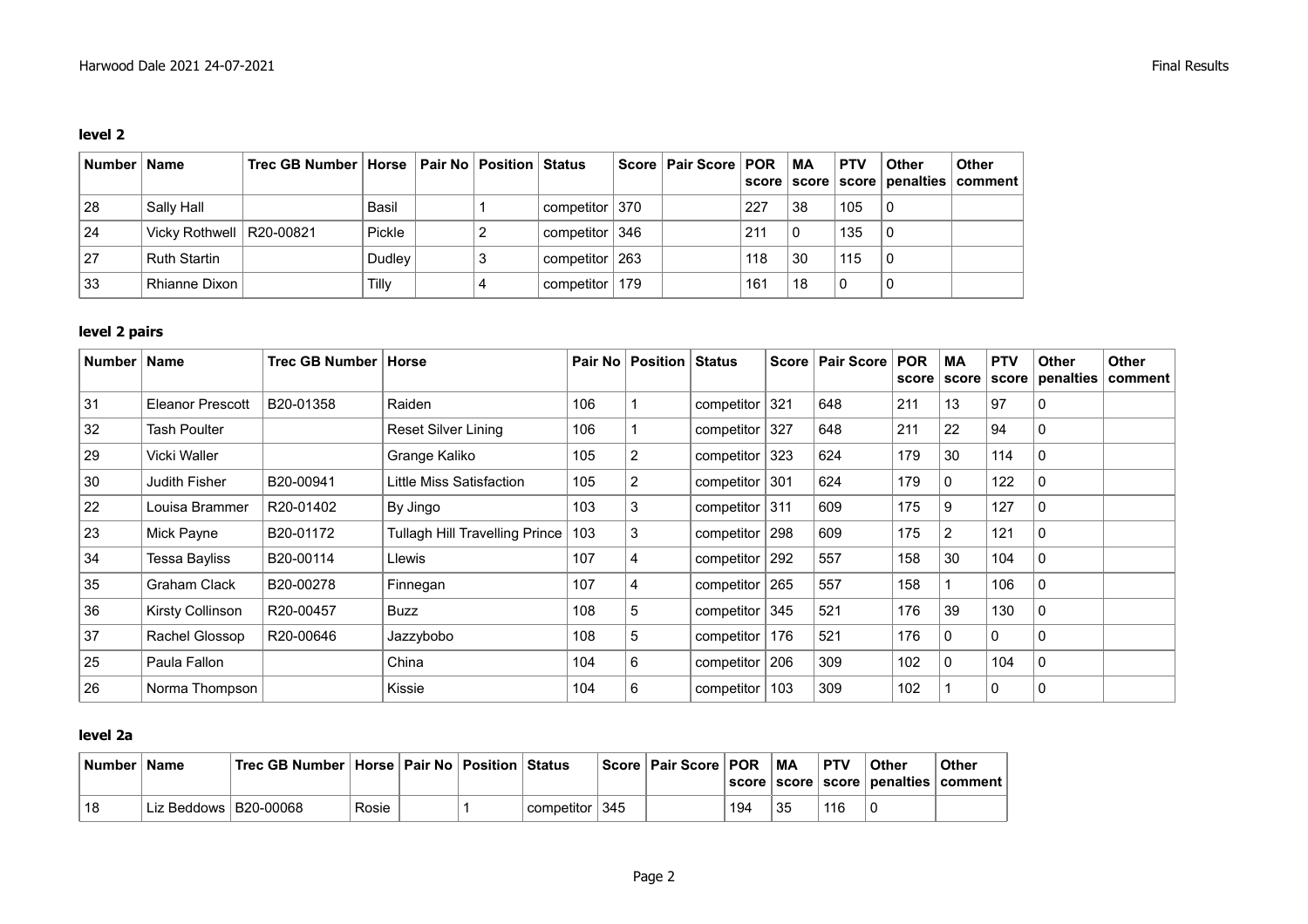### level 2

| Number | Name | Trec GB Number | Horse | Pair No | Position | Status | Score | Pair Score | POR score | MA score | PTV score | Other penalties | Other comment |
|---|---|---|---|---|---|---|---|---|---|---|---|---|---|
| 28 | Sally Hall | | Basil | | 1 | competitor | 370 | | 227 | 38 | 105 | 0 | |
| 24 | Vicky Rothwell | R20-00821 | Pickle | | 2 | competitor | 346 | | 211 | 0 | 135 | 0 | |
| 27 | Ruth Startin | | Dudley | | 3 | competitor | 263 | | 118 | 30 | 115 | 0 | |
| 33 | Rhianne Dixon | | Tilly | | 4 | competitor | 179 | | 161 | 18 | 0 | 0 | |

### level 2 pairs

| Number | Name | Trec GB Number | Horse | Pair No | Position | Status | Score | Pair Score | POR score | MA score | PTV score | Other penalties | Other comment |
|---|---|---|---|---|---|---|---|---|---|---|---|---|---|
| 31 | Eleanor Prescott | B20-01358 | Raiden | 106 | 1 | competitor | 321 | 648 | 211 | 13 | 97 | 0 | |
| 32 | Tash Poulter | | Reset Silver Lining | 106 | 1 | competitor | 327 | 648 | 211 | 22 | 94 | 0 | |
| 29 | Vicki Waller | | Grange Kaliko | 105 | 2 | competitor | 323 | 624 | 179 | 30 | 114 | 0 | |
| 30 | Judith Fisher | B20-00941 | Little Miss Satisfaction | 105 | 2 | competitor | 301 | 624 | 179 | 0 | 122 | 0 | |
| 22 | Louisa Brammer | R20-01402 | By Jingo | 103 | 3 | competitor | 311 | 609 | 175 | 9 | 127 | 0 | |
| 23 | Mick Payne | B20-01172 | Tullagh Hill Travelling Prince | 103 | 3 | competitor | 298 | 609 | 175 | 2 | 121 | 0 | |
| 34 | Tessa Bayliss | B20-00114 | Llewis | 107 | 4 | competitor | 292 | 557 | 158 | 30 | 104 | 0 | |
| 35 | Graham Clack | B20-00278 | Finnegan | 107 | 4 | competitor | 265 | 557 | 158 | 1 | 106 | 0 | |
| 36 | Kirsty Collinson | R20-00457 | Buzz | 108 | 5 | competitor | 345 | 521 | 176 | 39 | 130 | 0 | |
| 37 | Rachel Glossop | R20-00646 | Jazzybobo | 108 | 5 | competitor | 176 | 521 | 176 | 0 | 0 | 0 | |
| 25 | Paula Fallon | | China | 104 | 6 | competitor | 206 | 309 | 102 | 0 | 104 | 0 | |
| 26 | Norma Thompson | | Kissie | 104 | 6 | competitor | 103 | 309 | 102 | 1 | 0 | 0 | |

### level 2a

| Number | Name | Trec GB Number | Horse | Pair No | Position | Status | Score | Pair Score | POR score | MA score | PTV score | Other penalties | Other comment |
|---|---|---|---|---|---|---|---|---|---|---|---|---|---|
| 18 | Liz Beddows | B20-00068 | Rosie | | 1 | competitor | 345 | | 194 | 35 | 116 | 0 | |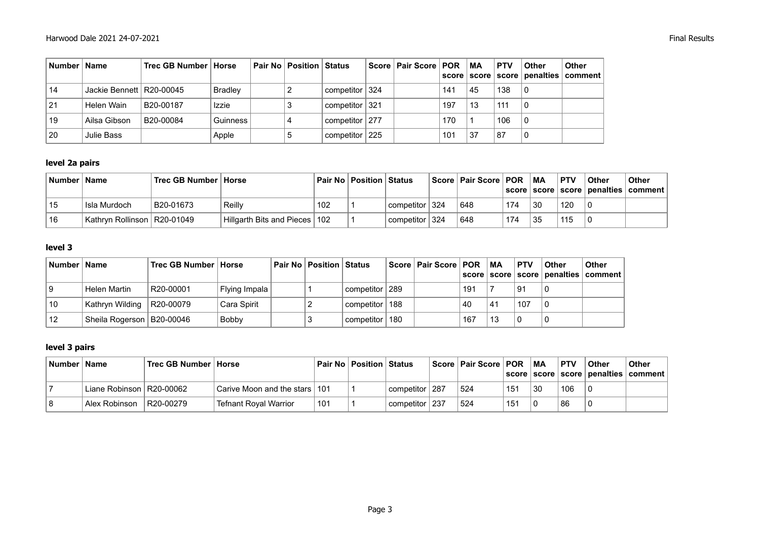| Number | Name | Trec GB Number | Horse | Pair No | Position | Status | Score | Pair Score | POR score | MA score | PTV score | Other penalties | Other comment |
|---|---|---|---|---|---|---|---|---|---|---|---|---|---|
| 14 | Jackie Bennett | R20-00045 | Bradley | | 2 | competitor | 324 | | 141 | 45 | 138 | 0 | |
| 21 | Helen Wain | B20-00187 | Izzie | | 3 | competitor | 321 | | 197 | 13 | 111 | 0 | |
| 19 | Ailsa Gibson | B20-00084 | Guinness | | 4 | competitor | 277 | | 170 | 1 | 106 | 0 | |
| 20 | Julie Bass | | Apple | | 5 | competitor | 225 | | 101 | 37 | 87 | 0 | |

### level 2a pairs

| Number | Name | Trec GB Number | Horse | Pair No | Position | Status | Score | Pair Score | POR score | MA score | PTV score | Other penalties | Other comment |
|---|---|---|---|---|---|---|---|---|---|---|---|---|---|
| 15 | Isla Murdoch | B20-01673 | Reilly | 102 | 1 | competitor | 324 | 648 | 174 | 30 | 120 | 0 | |
| 16 | Kathryn Rollinson | R20-01049 | Hillgarth Bits and Pieces | 102 | 1 | competitor | 324 | 648 | 174 | 35 | 115 | 0 | |

### level 3

| Number | Name | Trec GB Number | Horse | Pair No | Position | Status | Score | Pair Score | POR score | MA score | PTV score | Other penalties | Other comment |
|---|---|---|---|---|---|---|---|---|---|---|---|---|---|
| 9 | Helen Martin | R20-00001 | Flying Impala | | 1 | competitor | 289 | | 191 | 7 | 91 | 0 | |
| 10 | Kathryn Wilding | R20-00079 | Cara Spirit | | 2 | competitor | 188 | | 40 | 41 | 107 | 0 | |
| 12 | Sheila Rogerson | B20-00046 | Bobby | | 3 | competitor | 180 | | 167 | 13 | 0 | 0 | |

### level 3 pairs

| Number | Name | Trec GB Number | Horse | Pair No | Position | Status | Score | Pair Score | POR score | MA score | PTV score | Other penalties | Other comment |
|---|---|---|---|---|---|---|---|---|---|---|---|---|---|
| 7 | Liane Robinson | R20-00062 | Carive Moon and the stars | 101 | 1 | competitor | 287 | 524 | 151 | 30 | 106 | 0 | |
| 8 | Alex Robinson | R20-00279 | Tefnant Royal Warrior | 101 | 1 | competitor | 237 | 524 | 151 | 0 | 86 | 0 | |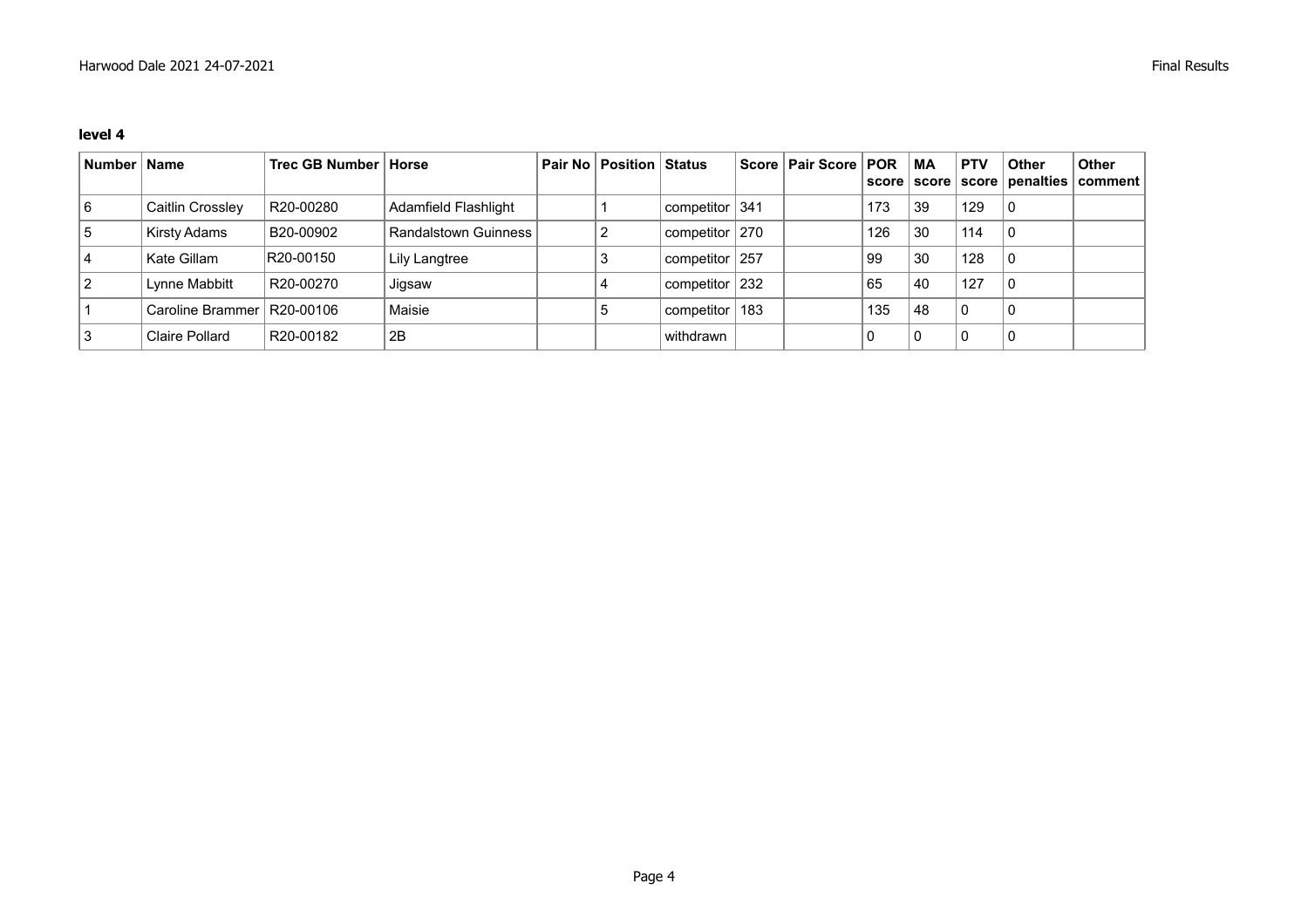**level 4**

| Number | Name | Trec GB Number | Horse | Pair No | Position | Status | Score | Pair Score | POR score | MA score | PTV score | Other penalties | Other comment |
|---|---|---|---|---|---|---|---|---|---|---|---|---|---|
| 6 | Caitlin Crossley | R20-00280 | Adamfield Flashlight | | 1 | competitor | 341 | | 173 | 39 | 129 | 0 | |
| 5 | Kirsty Adams | B20-00902 | Randalstown Guinness | | 2 | competitor | 270 | | 126 | 30 | 114 | 0 | |
| 4 | Kate Gillam | R20-00150 | Lily Langtree | | 3 | competitor | 257 | | 99 | 30 | 128 | 0 | |
| 2 | Lynne Mabbitt | R20-00270 | Jigsaw | | 4 | competitor | 232 | | 65 | 40 | 127 | 0 | |
| 1 | Caroline Brammer | R20-00106 | Maisie | | 5 | competitor | 183 | | 135 | 48 | 0 | 0 | |
| 3 | Claire Pollard | R20-00182 | 2B | | | withdrawn | | | 0 | 0 | 0 | 0 | |